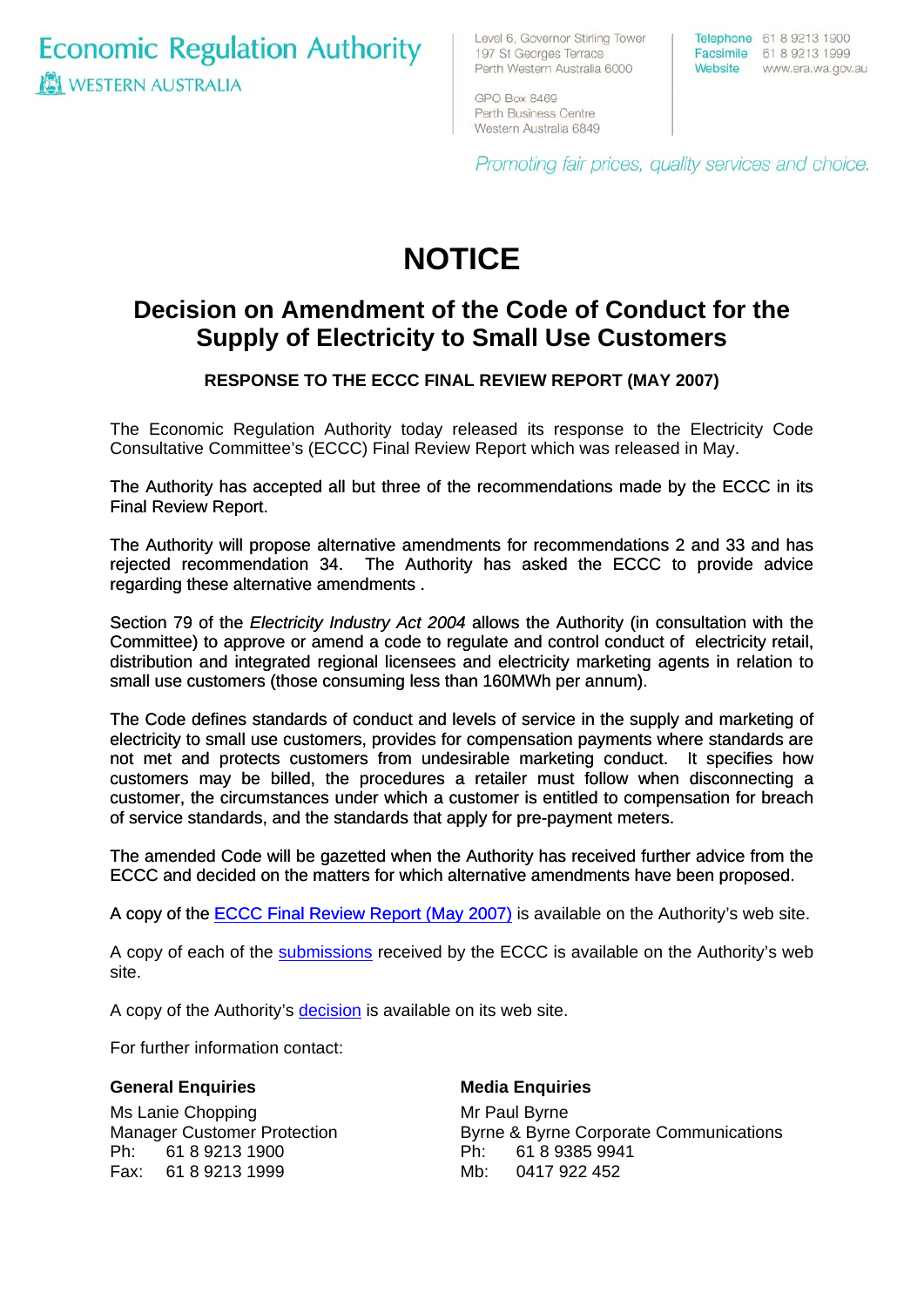Economic Regulation Authority
WESTERN AUSTRALIA

Level 6, Governor Stirling Tower
197 St Georges Terrace
Perth Western Australia 6000

GPO Box 8469
Perth Business Centre
Western Australia 6849

Telephone 61 8 9213 1900
Facsimile 61 8 9213 1999
Website www.era.wa.gov.au

*Promoting fair prices, quality services and choice.*

# NOTICE

## Decision on Amendment of the Code of Conduct for the Supply of Electricity to Small Use Customers

**RESPONSE TO THE ECCC FINAL REVIEW REPORT (MAY 2007)**

The Economic Regulation Authority today released its response to the Electricity Code Consultative Committee's (ECCC) Final Review Report which was released in May.

The Authority has accepted all but three of the recommendations made by the ECCC in its Final Review Report.

The Authority will propose alternative amendments for recommendations 2 and 33 and has rejected recommendation 34. The Authority has asked the ECCC to provide advice regarding these alternative amendments .

Section 79 of the *Electricity Industry Act 2004* allows the Authority (in consultation with the Committee) to approve or amend a code to regulate and control conduct of electricity retail, distribution and integrated regional licensees and electricity marketing agents in relation to small use customers (those consuming less than 160MWh per annum).

The Code defines standards of conduct and levels of service in the supply and marketing of electricity to small use customers, provides for compensation payments where standards are not met and protects customers from undesirable marketing conduct. It specifies how customers may be billed, the procedures a retailer must follow when disconnecting a customer, the circumstances under which a customer is entitled to compensation for breach of service standards, and the standards that apply for pre-payment meters.

The amended Code will be gazetted when the Authority has received further advice from the ECCC and decided on the matters for which alternative amendments have been proposed.

A copy of the ECCC Final Review Report (May 2007) is available on the Authority's web site.

A copy of each of the submissions received by the ECCC is available on the Authority's web site.

A copy of the Authority's decision is available on its web site.

For further information contact:

**General Enquiries**

Ms Lanie Chopping
Manager Customer Protection
Ph: 61 8 9213 1900
Fax: 61 8 9213 1999

**Media Enquiries**

Mr Paul Byrne
Byrne & Byrne Corporate Communications
Ph: 61 8 9385 9941
Mb: 0417 922 452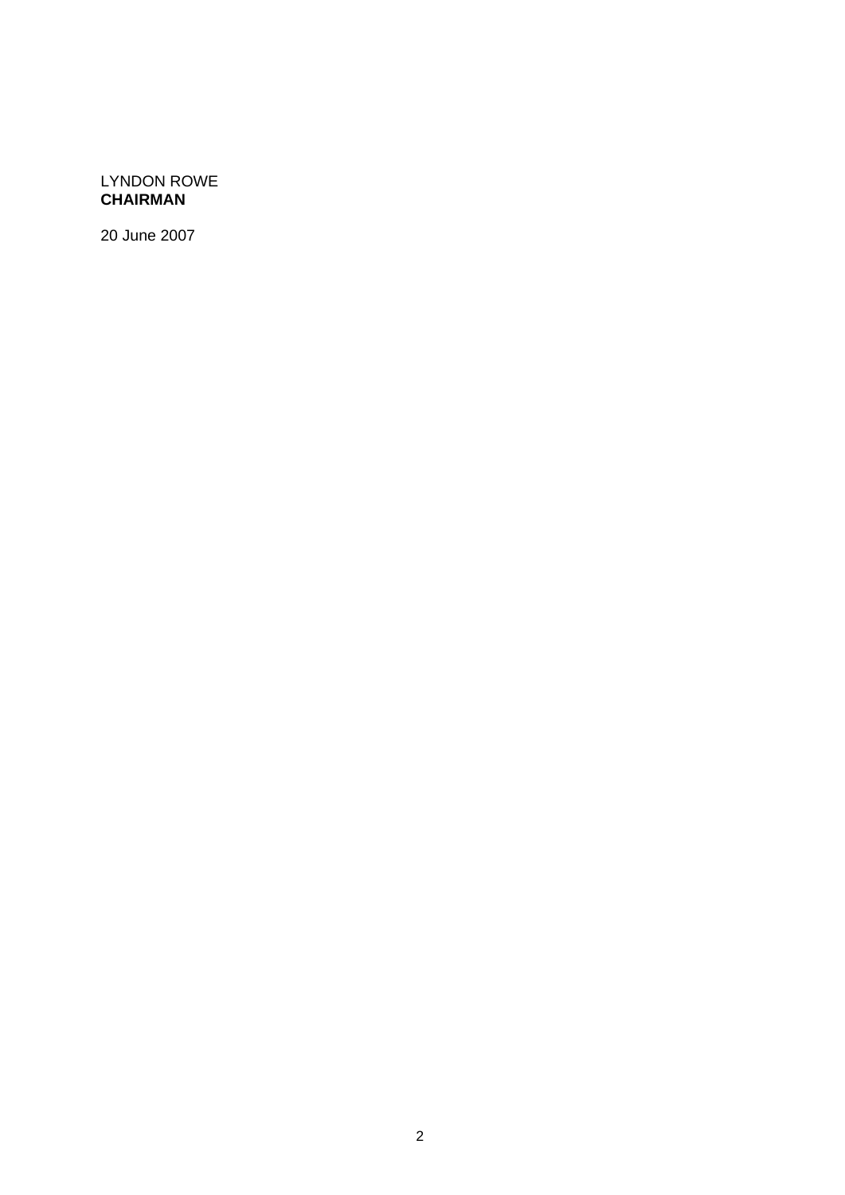LYNDON ROWE
**CHAIRMAN**

20 June 2007